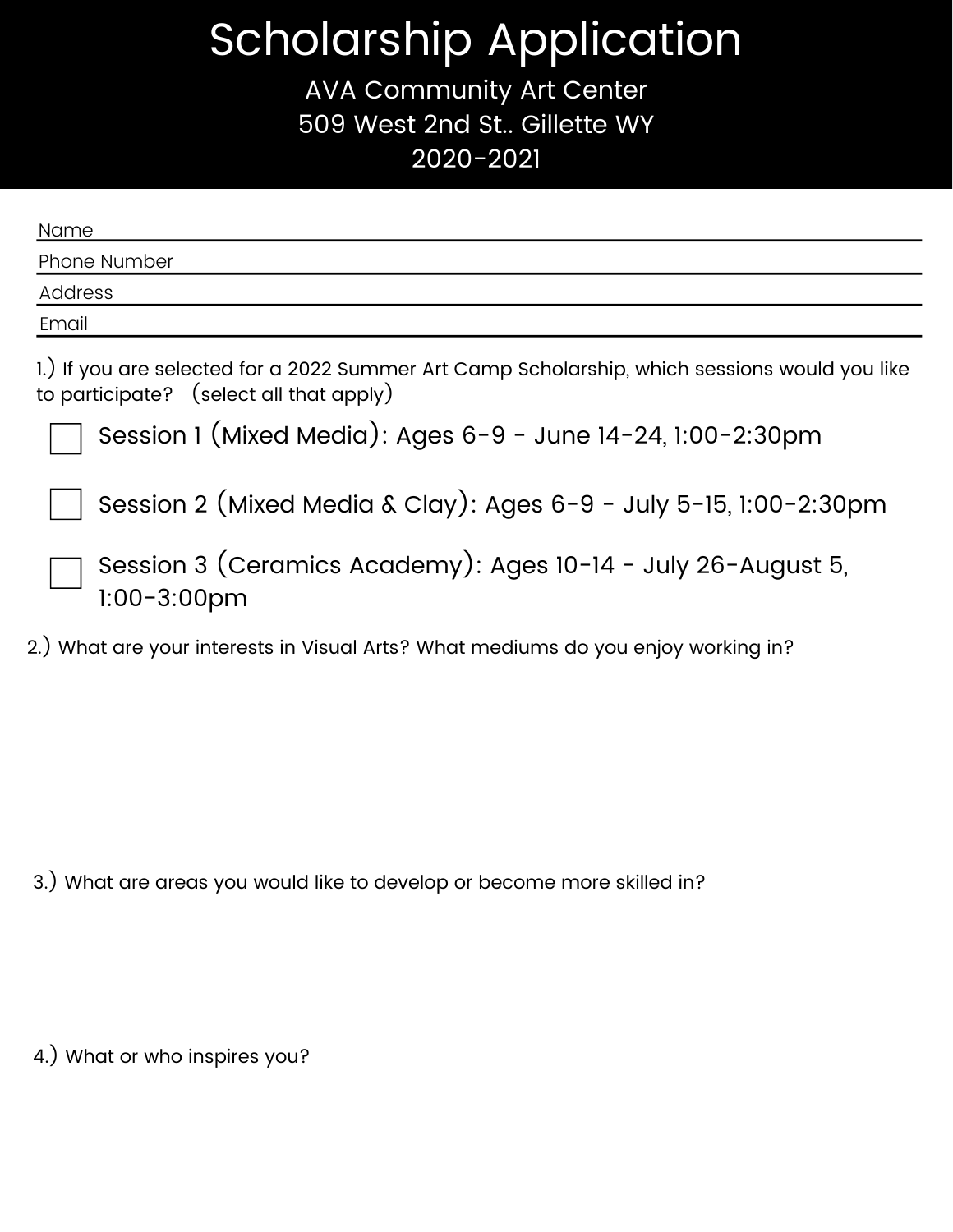# Scholarship Application

AVA Community Art Center

509 West 2nd St.. Gillette WY

2020-2021

Name

Phone Number

Address

Email

1.) If you are selected for a 2022 Summer Art Camp Scholarship, which sessions would you like to participate? (select all that apply)

- ☐ Session 1 (Mixed Media): Ages 6-9 - June 14-24, 1:00-2:30pm
- ☐ Session 2 (Mixed Media & Clay): Ages 6-9 - July 5-15, 1:00-2:30pm
- ☐ Session 3 (Ceramics Academy): Ages 10-14 - July 26-August 5, 1:00-3:00pm

2.) What are your interests in Visual Arts? What mediums do you enjoy working in?

3.) What are areas you would like to develop or become more skilled in?

4.) What or who inspires you?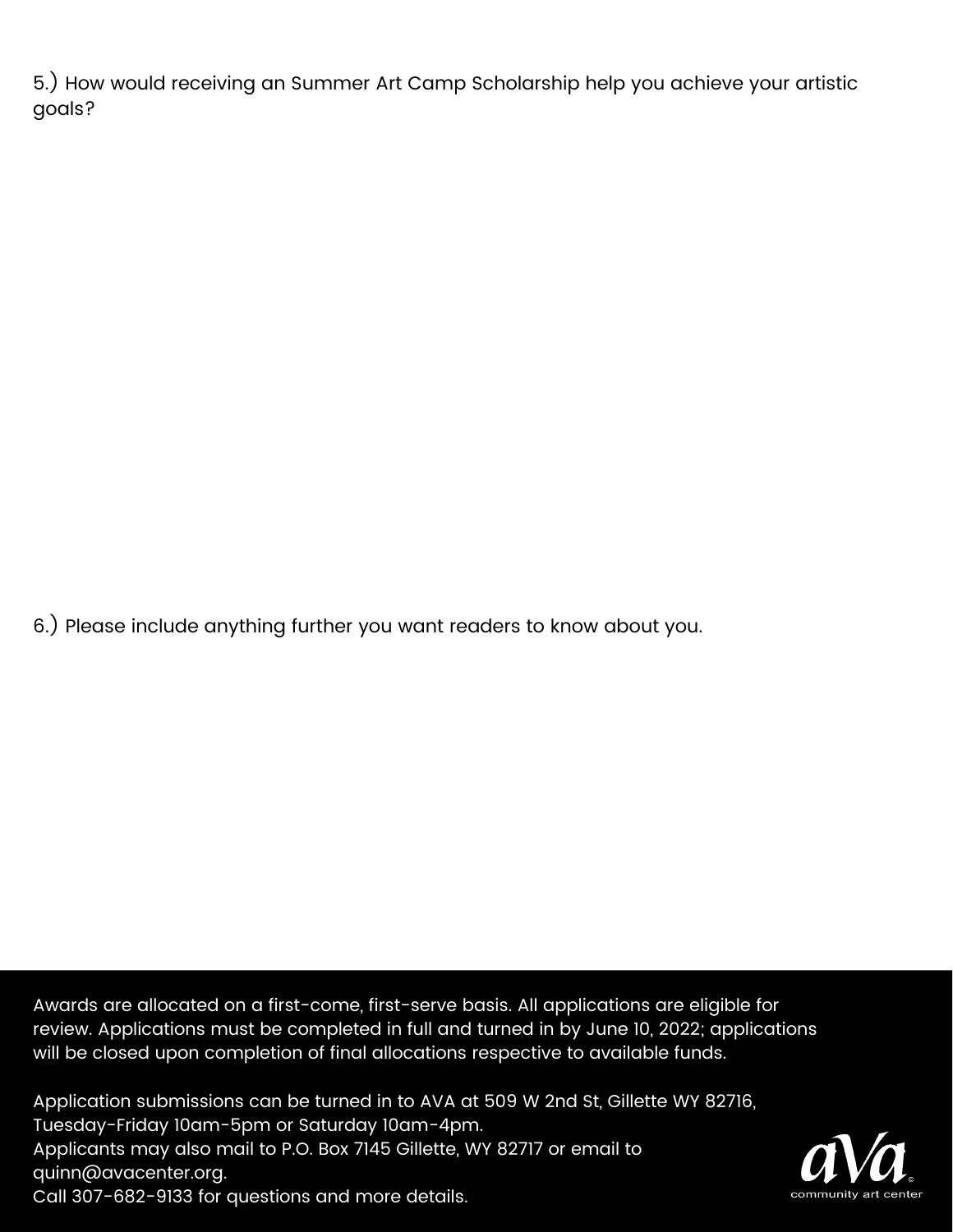5.) How would receiving an Summer Art Camp Scholarship help you achieve your artistic goals?

6.) Please include anything further you want readers to know about you.

Awards are allocated on a first-come, first-serve basis. All applications are eligible for review. Applications must be completed in full and turned in by June 10, 2022; applications will be closed upon completion of final allocations respective to available funds.

Application submissions can be turned in to AVA at 509 W 2nd St, Gillette WY 82716, Tuesday-Friday 10am-5pm or Saturday 10am-4pm.
Applicants may also mail to P.O. Box 7145 Gillette, WY 82717 or email to quinn@avacenter.org.
Call 307-682-9133 for questions and more details.

aVa© community art center